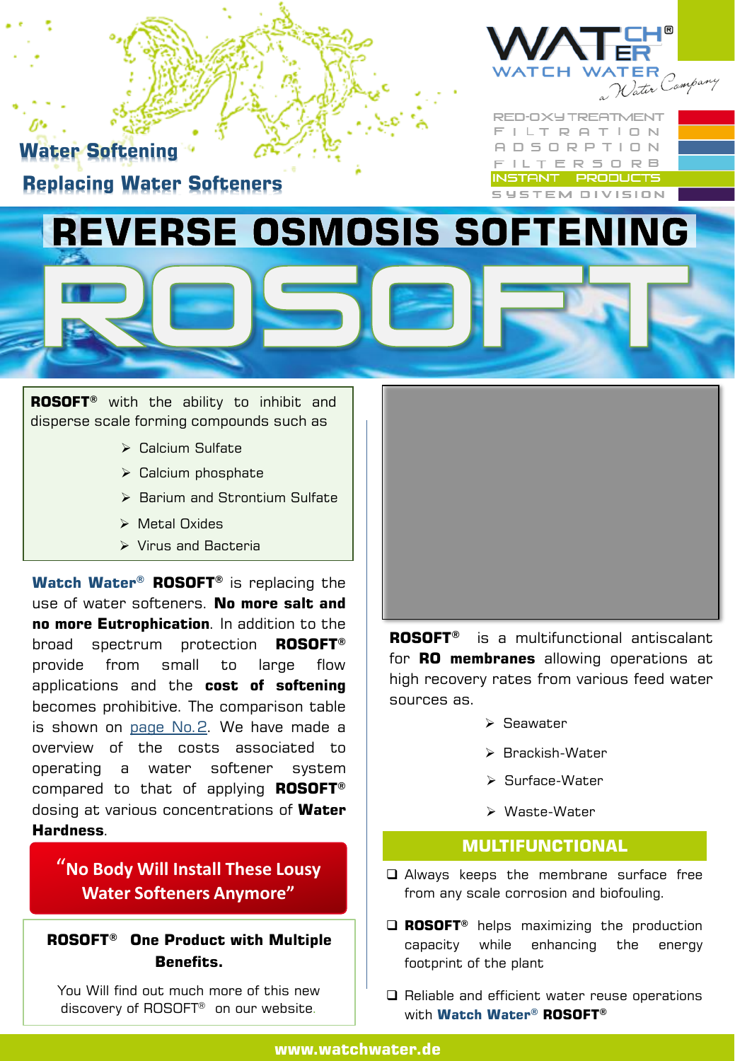WATCH WATER®

WATCH WATER *a Water Company*

RED-OXY TREATMENT
FILTRATION
ADSORPTION
FILTERSORB
INSTANT PRODUCTS
SYSTEM DIVISION

## Water Softening

## Replacing Water Softeners

# REVERSE OSMOSIS SOFTENING

# ROSOFT

**ROSOFT®** with the ability to inhibit and disperse scale forming compounds such as

- Calcium Sulfate
- Calcium phosphate
- Barium and Strontium Sulfate
- Metal Oxides
- Virus and Bacteria

**Watch Water® ROSOFT®** is replacing the use of water softeners. **No more salt and no more Eutrophication**. In addition to the broad spectrum protection **ROSOFT®** provide from small to large flow applications and the **cost of softening** becomes prohibitive. The comparison table is shown on page No.2. We have made a overview of the costs associated to operating a water softener system compared to that of applying **ROSOFT®** dosing at various concentrations of **Water Hardness**.

**"No Body Will Install These Lousy Water Softeners Anymore"**

**ROSOFT® One Product with Multiple Benefits.**

You Will find out much more of this new discovery of ROSOFT® on our website.

**ROSOFT®** is a multifunctional antiscalant for **RO membranes** allowing operations at high recovery rates from various feed water sources as.

- Seawater
- Brackish-Water
- Surface-Water
- Waste-Water

## MULTIFUNCTIONAL

- Always keeps the membrane surface free from any scale corrosion and biofouling.
- **ROSOFT®** helps maximizing the production capacity while enhancing the energy footprint of the plant
- Reliable and efficient water reuse operations with **Watch Water® ROSOFT®**

**www.watchwater.de**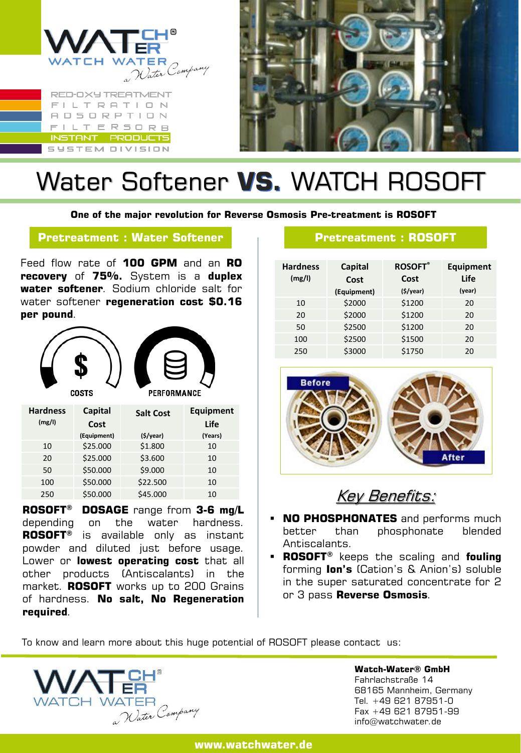WATCH WATER® a Water Company

RED-OXY TREATMENT
FILTRATION
ADSORPTION
FILTERSORB
INSTANT PRODUCTS
SYSTEM DIVISION

# Water Softener VS. WATCH ROSOFT

**One of the major revolution for Reverse Osmosis Pre-treatment is ROSOFT**

## Pretreatment : Water Softener

Feed flow rate of **100 GPM** and an **RO recovery** of **75%.** System is a **duplex water softener**. Sodium chloride salt for water softener **regeneration cost $0.16 per pound**.

COSTS

PERFORMANCE

| Hardness (mg/l) | Capital Cost (Equipment) | Salt Cost ($/year) | Equipment Life (Years) |
|---|---|---|---|
| 10 | $25.000 | $1.800 | 10 |
| 20 | $25.000 | $3.600 | 10 |
| 50 | $50.000 | $9.000 | 10 |
| 100 | $50.000 | $22.500 | 10 |
| 250 | $50.000 | $45.000 | 10 |

**ROSOFT®** **DOSAGE** range from **3-6 mg/L** depending on the water hardness. **ROSOFT®** is available only as instant powder and diluted just before usage. Lower or **lowest operating cost** that all other products (Antiscalants) in the market. **ROSOFT** works up to 200 Grains of hardness. **No salt, No Regeneration required**.

## Pretreatment : ROSOFT

| Hardness (mg/l) | Capital Cost (Equipment) | ROSOFT® Cost ($/year) | Equipment Life (year) |
|---|---|---|---|
| 10 | $2000 | $1200 | 20 |
| 20 | $2000 | $1200 | 20 |
| 50 | $2500 | $1200 | 20 |
| 100 | $2500 | $1500 | 20 |
| 250 | $3000 | $1750 | 20 |

Before

After

## Key Benefits:

- **NO PHOSPHONATES** and performs much better than phosphonate blended Antiscalants.
- **ROSOFT®** keeps the scaling and **fouling** forming **Ion's** (Cation's & Anion's) soluble in the super saturated concentrate for 2 or 3 pass **Reverse Osmosis**.

To know and learn more about this huge potential of ROSOFT please contact us:

WATCH WATER® a Water Company

**Watch-Water® GmbH**
Fahrlachstraße 14
68165 Mannheim, Germany
Tel. +49 621 87951-0
Fax +49 621 87951-99
info@watchwater.de

**www.watchwater.de**